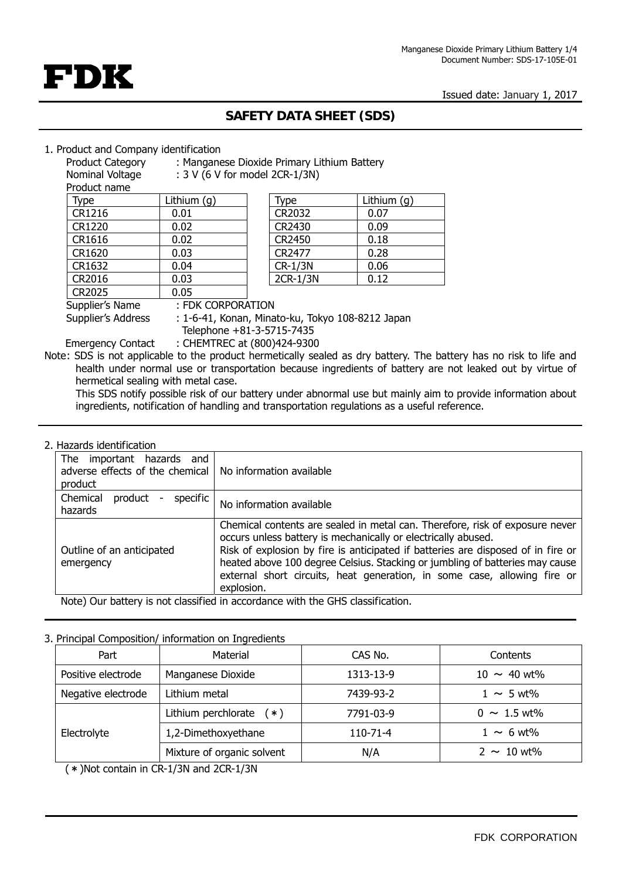FDK

Issued date: January 1, 2017

# SAFETY DATA SHEET (SDS)

## 1. Product and Company identification

Product Category : Manganese Dioxide Primary Lithium Battery
Nominal Voltage : 3 V (6 V for model 2CR-1/3N)
Product name

| Type | Lithium (g) |
|---|---|
| CR1216 | 0.01 |
| CR1220 | 0.02 |
| CR1616 | 0.02 |
| CR1620 | 0.03 |
| CR1632 | 0.04 |
| CR2016 | 0.03 |
| CR2025 | 0.05 |

| Type | Lithium (g) |
|---|---|
| CR2032 | 0.07 |
| CR2430 | 0.09 |
| CR2450 | 0.18 |
| CR2477 | 0.28 |
| CR-1/3N | 0.06 |
| 2CR-1/3N | 0.12 |

Supplier's Name : FDK CORPORATION
Supplier's Address : 1-6-41, Konan, Minato-ku, Tokyo 108-8212 Japan
Telephone +81-3-5715-7435
Emergency Contact : CHEMTREC at (800)424-9300

Note: SDS is not applicable to the product hermetically sealed as dry battery. The battery has no risk to life and health under normal use or transportation because ingredients of battery are not leaked out by virtue of hermetical sealing with metal case.
This SDS notify possible risk of our battery under abnormal use but mainly aim to provide information about ingredients, notification of handling and transportation regulations as a useful reference.

## 2. Hazards identification

| | |
|---|---|
| The important hazards and adverse effects of the chemical product | No information available |
| Chemical product - specific hazards | No information available |
| Outline of an anticipated emergency | Chemical contents are sealed in metal can. Therefore, risk of exposure never occurs unless battery is mechanically or electrically abused.<br>Risk of explosion by fire is anticipated if batteries are disposed of in fire or heated above 100 degree Celsius. Stacking or jumbling of batteries may cause external short circuits, heat generation, in some case, allowing fire or explosion. |

Note) Our battery is not classified in accordance with the GHS classification.

## 3. Principal Composition/ information on Ingredients

| Part | Material | CAS No. | Contents |
|---|---|---|---|
| Positive electrode | Manganese Dioxide | 1313-13-9 | 10 ～ 40 wt% |
| Negative electrode | Lithium metal | 7439-93-2 | 1 ～ 5 wt% |
| Electrolyte | Lithium perchlorate (＊) | 7791-03-9 | 0 ～ 1.5 wt% |
| | 1,2-Dimethoxyethane | 110-71-4 | 1 ～ 6 wt% |
| | Mixture of organic solvent | N/A | 2 ～ 10 wt% |

(＊)Not contain in CR-1/3N and 2CR-1/3N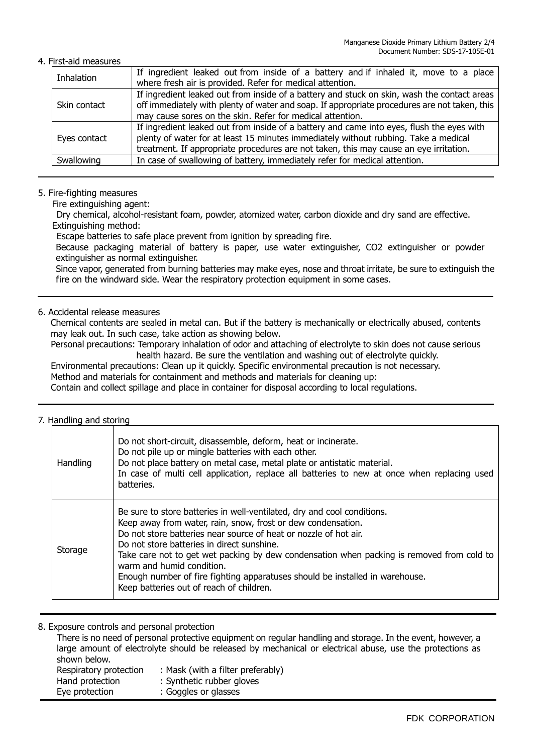## 4. First-aid measures

| | |
|---|---|
| Inhalation | If ingredient leaked out from inside of a battery and if inhaled it, move to a place where fresh air is provided. Refer for medical attention. |
| Skin contact | If ingredient leaked out from inside of a battery and stuck on skin, wash the contact areas off immediately with plenty of water and soap. If appropriate procedures are not taken, this may cause sores on the skin. Refer for medical attention. |
| Eyes contact | If ingredient leaked out from inside of a battery and came into eyes, flush the eyes with plenty of water for at least 15 minutes immediately without rubbing. Take a medical treatment. If appropriate procedures are not taken, this may cause an eye irritation. |
| Swallowing | In case of swallowing of battery, immediately refer for medical attention. |

## 5. Fire-fighting measures

Fire extinguishing agent:

Dry chemical, alcohol-resistant foam, powder, atomized water, carbon dioxide and dry sand are effective.

Extinguishing method:

Escape batteries to safe place prevent from ignition by spreading fire.

Because packaging material of battery is paper, use water extinguisher, CO2 extinguisher or powder extinguisher as normal extinguisher.

Since vapor, generated from burning batteries may make eyes, nose and throat irritate, be sure to extinguish the fire on the windward side. Wear the respiratory protection equipment in some cases.

## 6. Accidental release measures

Chemical contents are sealed in metal can. But if the battery is mechanically or electrically abused, contents may leak out. In such case, take action as showing below.

Personal precautions: Temporary inhalation of odor and attaching of electrolyte to skin does not cause serious health hazard. Be sure the ventilation and washing out of electrolyte quickly.

Environmental precautions: Clean up it quickly. Specific environmental precaution is not necessary.

Method and materials for containment and methods and materials for cleaning up:

Contain and collect spillage and place in container for disposal according to local regulations.

## 7. Handling and storing

| | |
|---|---|
| Handling | Do not short-circuit, disassemble, deform, heat or incinerate.<br>Do not pile up or mingle batteries with each other.<br>Do not place battery on metal case, metal plate or antistatic material.<br>In case of multi cell application, replace all batteries to new at once when replacing used batteries. |
| Storage | Be sure to store batteries in well-ventilated, dry and cool conditions.<br>Keep away from water, rain, snow, frost or dew condensation.<br>Do not store batteries near source of heat or nozzle of hot air.<br>Do not store batteries in direct sunshine.<br>Take care not to get wet packing by dew condensation when packing is removed from cold to warm and humid condition.<br>Enough number of fire fighting apparatuses should be installed in warehouse.<br>Keep batteries out of reach of children. |

## 8. Exposure controls and personal protection

There is no need of personal protective equipment on regular handling and storage. In the event, however, a large amount of electrolyte should be released by mechanical or electrical abuse, use the protections as shown below.

Respiratory protection : Mask (with a filter preferably)
Hand protection : Synthetic rubber gloves
Eye protection : Goggles or glasses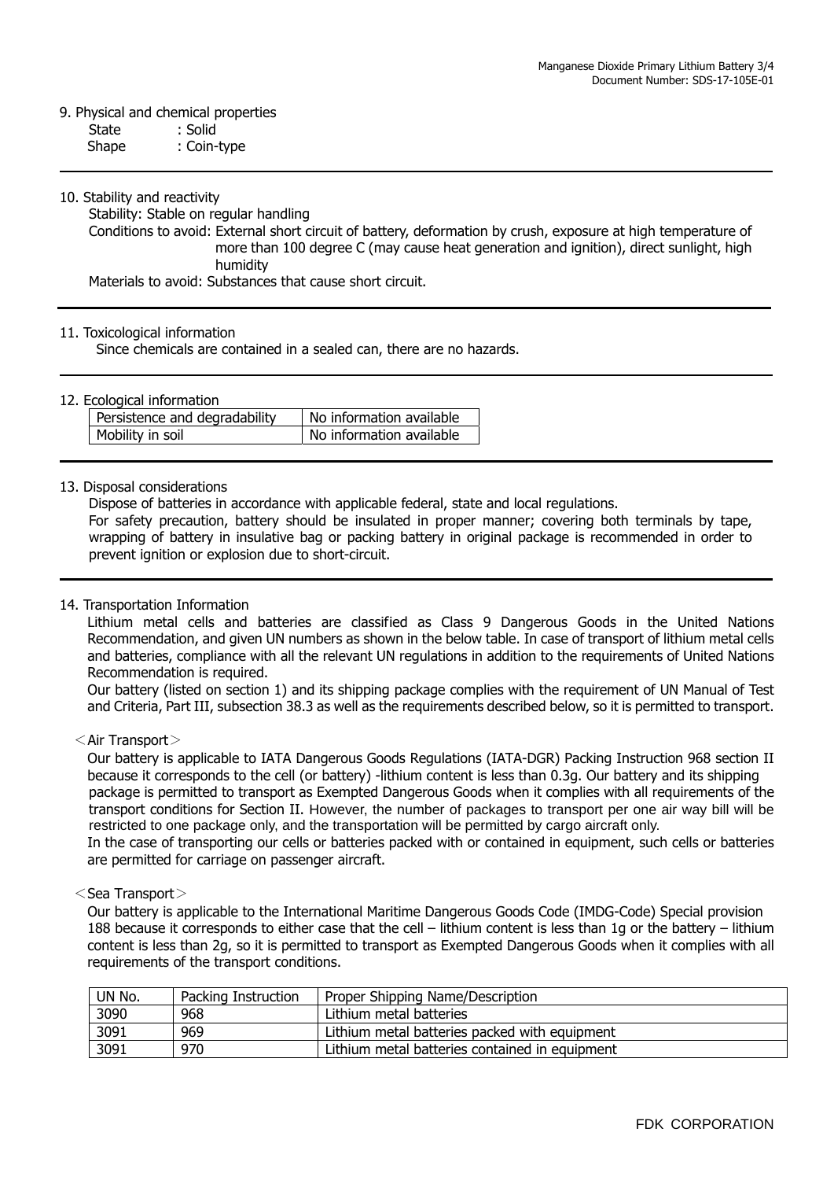## 9. Physical and chemical properties

State : Solid
Shape : Coin-type

## 10. Stability and reactivity

Stability: Stable on regular handling

Conditions to avoid: External short circuit of battery, deformation by crush, exposure at high temperature of more than 100 degree C (may cause heat generation and ignition), direct sunlight, high humidity

Materials to avoid: Substances that cause short circuit.

## 11. Toxicological information

Since chemicals are contained in a sealed can, there are no hazards.

## 12. Ecological information

| Persistence and degradability | No information available |
|---|---|
| Mobility in soil | No information available |

## 13. Disposal considerations

Dispose of batteries in accordance with applicable federal, state and local regulations.

For safety precaution, battery should be insulated in proper manner; covering both terminals by tape, wrapping of battery in insulative bag or packing battery in original package is recommended in order to prevent ignition or explosion due to short-circuit.

## 14. Transportation Information

Lithium metal cells and batteries are classified as Class 9 Dangerous Goods in the United Nations Recommendation, and given UN numbers as shown in the below table. In case of transport of lithium metal cells and batteries, compliance with all the relevant UN regulations in addition to the requirements of United Nations Recommendation is required.

Our battery (listed on section 1) and its shipping package complies with the requirement of UN Manual of Test and Criteria, Part III, subsection 38.3 as well as the requirements described below, so it is permitted to transport.

＜Air Transport＞

Our battery is applicable to IATA Dangerous Goods Regulations (IATA-DGR) Packing Instruction 968 section II because it corresponds to the cell (or battery) -lithium content is less than 0.3g. Our battery and its shipping package is permitted to transport as Exempted Dangerous Goods when it complies with all requirements of the transport conditions for Section II. However, the number of packages to transport per one air way bill will be restricted to one package only, and the transportation will be permitted by cargo aircraft only.

In the case of transporting our cells or batteries packed with or contained in equipment, such cells or batteries are permitted for carriage on passenger aircraft.

＜Sea Transport＞

Our battery is applicable to the International Maritime Dangerous Goods Code (IMDG-Code) Special provision 188 because it corresponds to either case that the cell – lithium content is less than 1g or the battery – lithium content is less than 2g, so it is permitted to transport as Exempted Dangerous Goods when it complies with all requirements of the transport conditions.

| UN No. | Packing Instruction | Proper Shipping Name/Description |
|---|---|---|
| 3090 | 968 | Lithium metal batteries |
| 3091 | 969 | Lithium metal batteries packed with equipment |
| 3091 | 970 | Lithium metal batteries contained in equipment |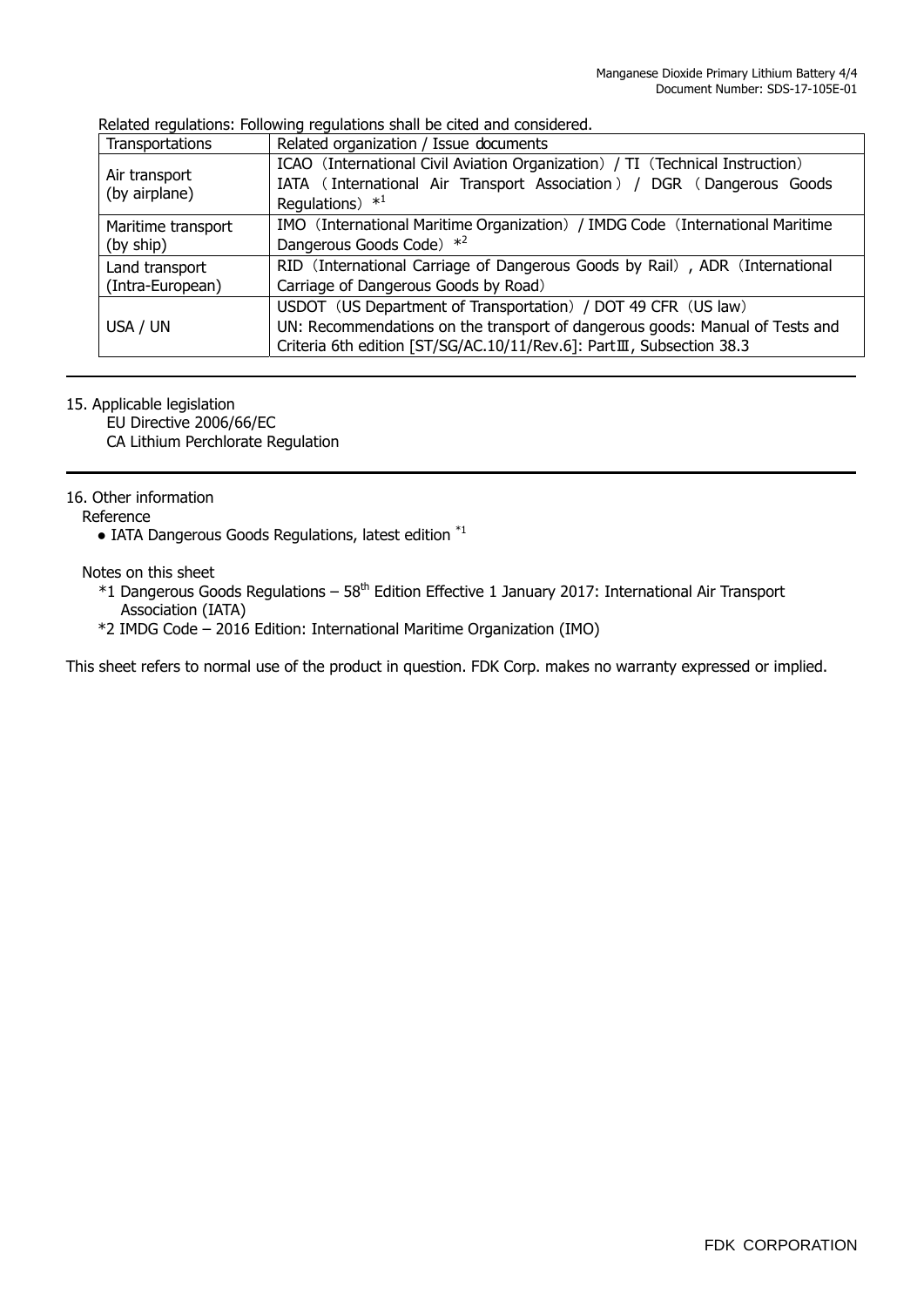Related regulations: Following regulations shall be cited and considered.

| Transportations | Related organization / Issue documents |
|---|---|
| Air transport (by airplane) | ICAO（International Civil Aviation Organization）/ TI（Technical Instruction）<br>IATA（International Air Transport Association）/ DGR（Dangerous Goods Regulations）*1 |
| Maritime transport (by ship) | IMO（International Maritime Organization）/ IMDG Code（International Maritime Dangerous Goods Code）*2 |
| Land transport (Intra-European) | RID（International Carriage of Dangerous Goods by Rail）, ADR（International Carriage of Dangerous Goods by Road） |
| USA / UN | USDOT（US Department of Transportation）/ DOT 49 CFR（US law）<br>UN: Recommendations on the transport of dangerous goods: Manual of Tests and Criteria 6th edition [ST/SG/AC.10/11/Rev.6]: PartⅢ, Subsection 38.3 |

## 15. Applicable legislation

EU Directive 2006/66/EC
CA Lithium Perchlorate Regulation

## 16. Other information

Reference

- IATA Dangerous Goods Regulations, latest edition *1

Notes on this sheet

*1 Dangerous Goods Regulations – 58th Edition Effective 1 January 2017: International Air Transport Association (IATA)
*2 IMDG Code – 2016 Edition: International Maritime Organization (IMO)

This sheet refers to normal use of the product in question. FDK Corp. makes no warranty expressed or implied.